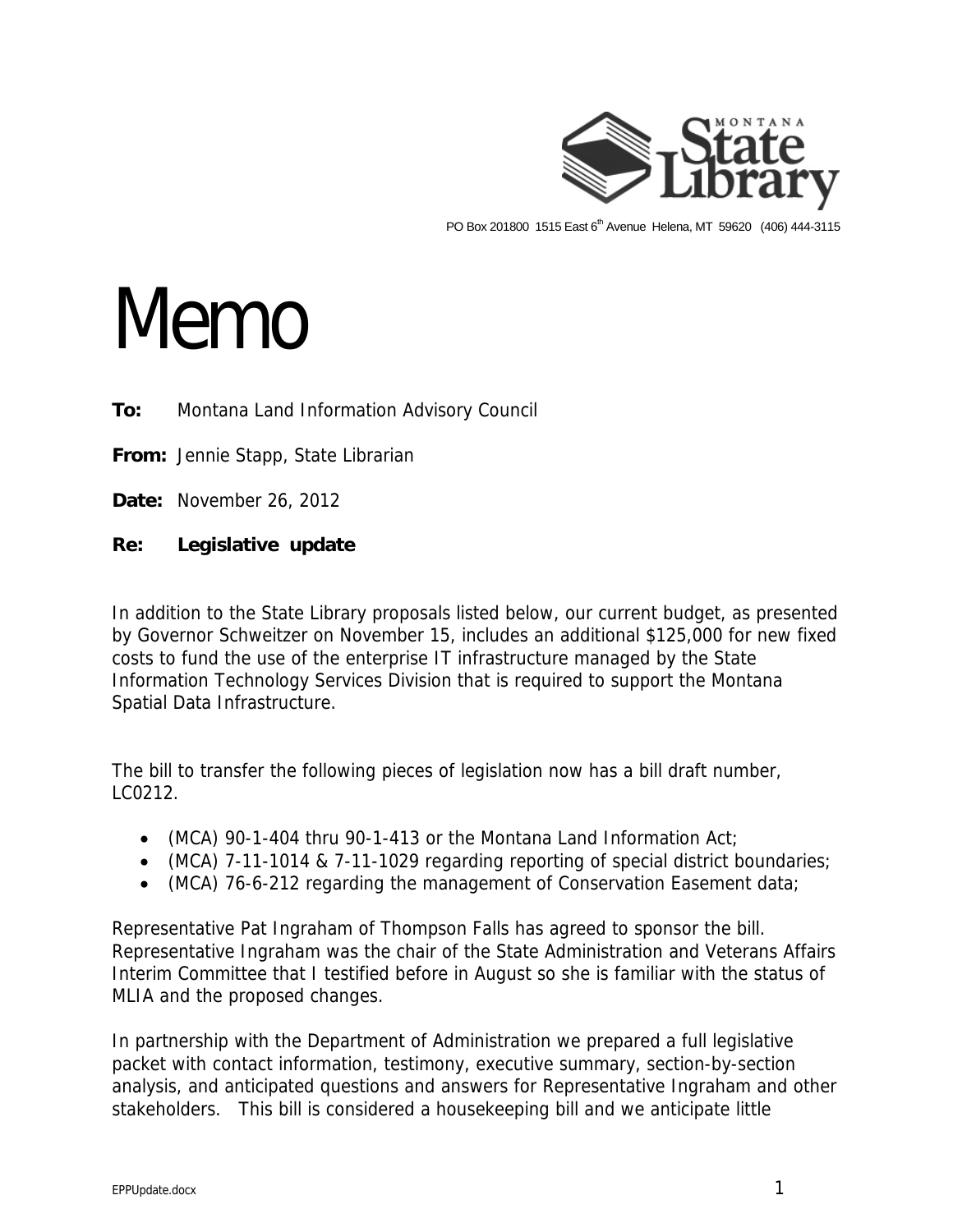MONTANA State Library

PO Box 201800 1515 East 6th Avenue Helena, MT 59620 (406) 444-3115

# Memo

**To:** Montana Land Information Advisory Council

**From:** Jennie Stapp, State Librarian

**Date:** November 26, 2012

**Re:** **Legislative update**

In addition to the State Library proposals listed below, our current budget, as presented by Governor Schweitzer on November 15, includes an additional $125,000 for new fixed costs to fund the use of the enterprise IT infrastructure managed by the State Information Technology Services Division that is required to support the Montana Spatial Data Infrastructure.

The bill to transfer the following pieces of legislation now has a bill draft number, LC0212.

- (MCA) 90-1-404 thru 90-1-413 or the Montana Land Information Act;
- (MCA) 7-11-1014 & 7-11-1029 regarding reporting of special district boundaries;
- (MCA) 76-6-212 regarding the management of Conservation Easement data;

Representative Pat Ingraham of Thompson Falls has agreed to sponsor the bill. Representative Ingraham was the chair of the State Administration and Veterans Affairs Interim Committee that I testified before in August so she is familiar with the status of MLIA and the proposed changes.

In partnership with the Department of Administration we prepared a full legislative packet with contact information, testimony, executive summary, section-by-section analysis, and anticipated questions and answers for Representative Ingraham and other stakeholders. This bill is considered a housekeeping bill and we anticipate little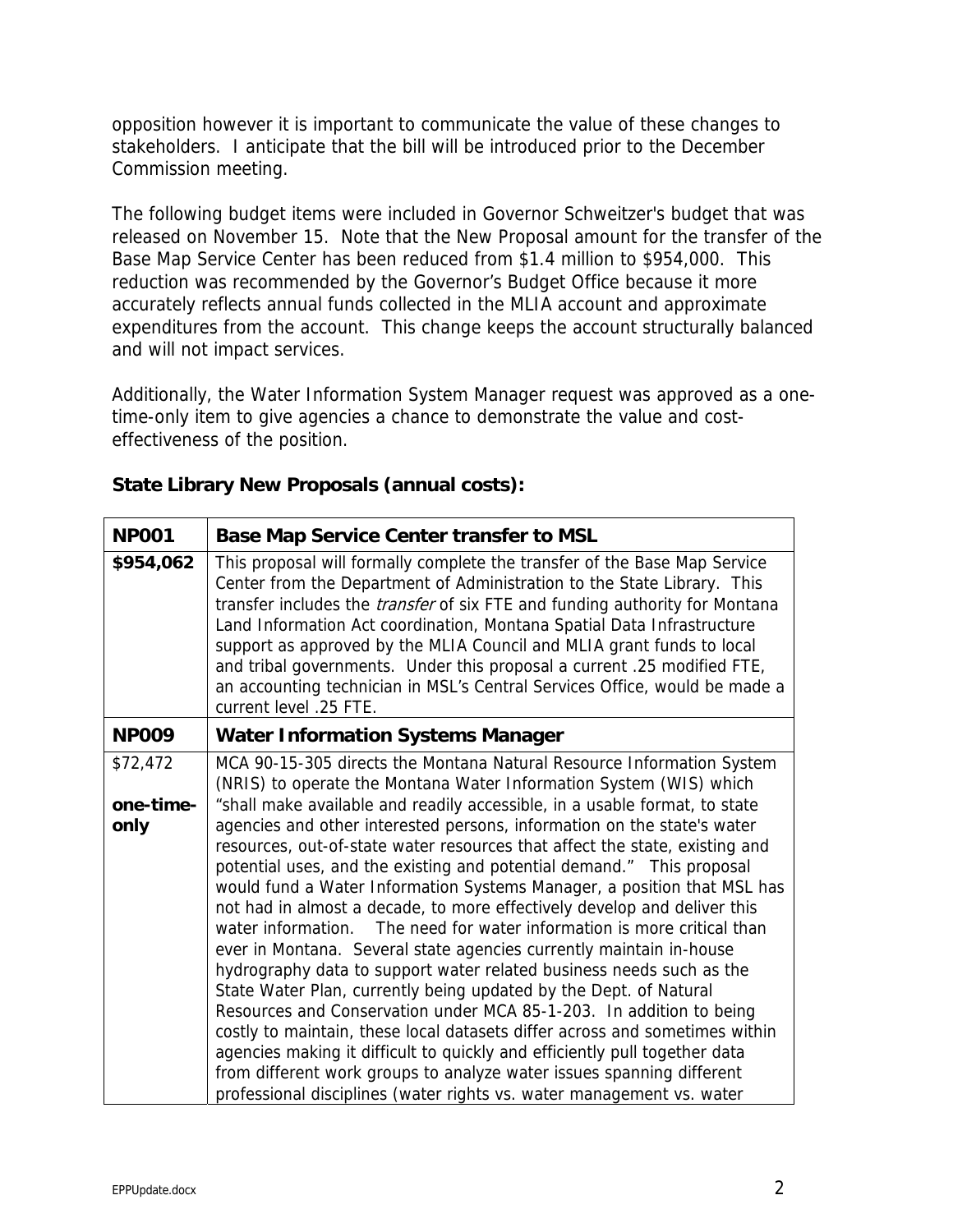opposition however it is important to communicate the value of these changes to stakeholders. I anticipate that the bill will be introduced prior to the December Commission meeting.

The following budget items were included in Governor Schweitzer's budget that was released on November 15. Note that the New Proposal amount for the transfer of the Base Map Service Center has been reduced from $1.4 million to $954,000. This reduction was recommended by the Governor's Budget Office because it more accurately reflects annual funds collected in the MLIA account and approximate expenditures from the account. This change keeps the account structurally balanced and will not impact services.

Additionally, the Water Information System Manager request was approved as a one-time-only item to give agencies a chance to demonstrate the value and cost-effectiveness of the position.

**State Library New Proposals (annual costs):**

| **NP001** | **Base Map Service Center transfer to MSL** |
|---|---|
| **$954,062** | This proposal will formally complete the transfer of the Base Map Service Center from the Department of Administration to the State Library. This transfer includes the *transfer* of six FTE and funding authority for Montana Land Information Act coordination, Montana Spatial Data Infrastructure support as approved by the MLIA Council and MLIA grant funds to local and tribal governments. Under this proposal a current .25 modified FTE, an accounting technician in MSL's Central Services Office, would be made a current level .25 FTE. |
| **NP009** | **Water Information Systems Manager** |
| $72,472<br><br>**one-time-only** | MCA 90-15-305 directs the Montana Natural Resource Information System (NRIS) to operate the Montana Water Information System (WIS) which "shall make available and readily accessible, in a usable format, to state agencies and other interested persons, information on the state's water resources, out-of-state water resources that affect the state, existing and potential uses, and the existing and potential demand." This proposal would fund a Water Information Systems Manager, a position that MSL has not had in almost a decade, to more effectively develop and deliver this water information. The need for water information is more critical than ever in Montana. Several state agencies currently maintain in-house hydrography data to support water related business needs such as the State Water Plan, currently being updated by the Dept. of Natural Resources and Conservation under MCA 85-1-203. In addition to being costly to maintain, these local datasets differ across and sometimes within agencies making it difficult to quickly and efficiently pull together data from different work groups to analyze water issues spanning different professional disciplines (water rights vs. water management vs. water |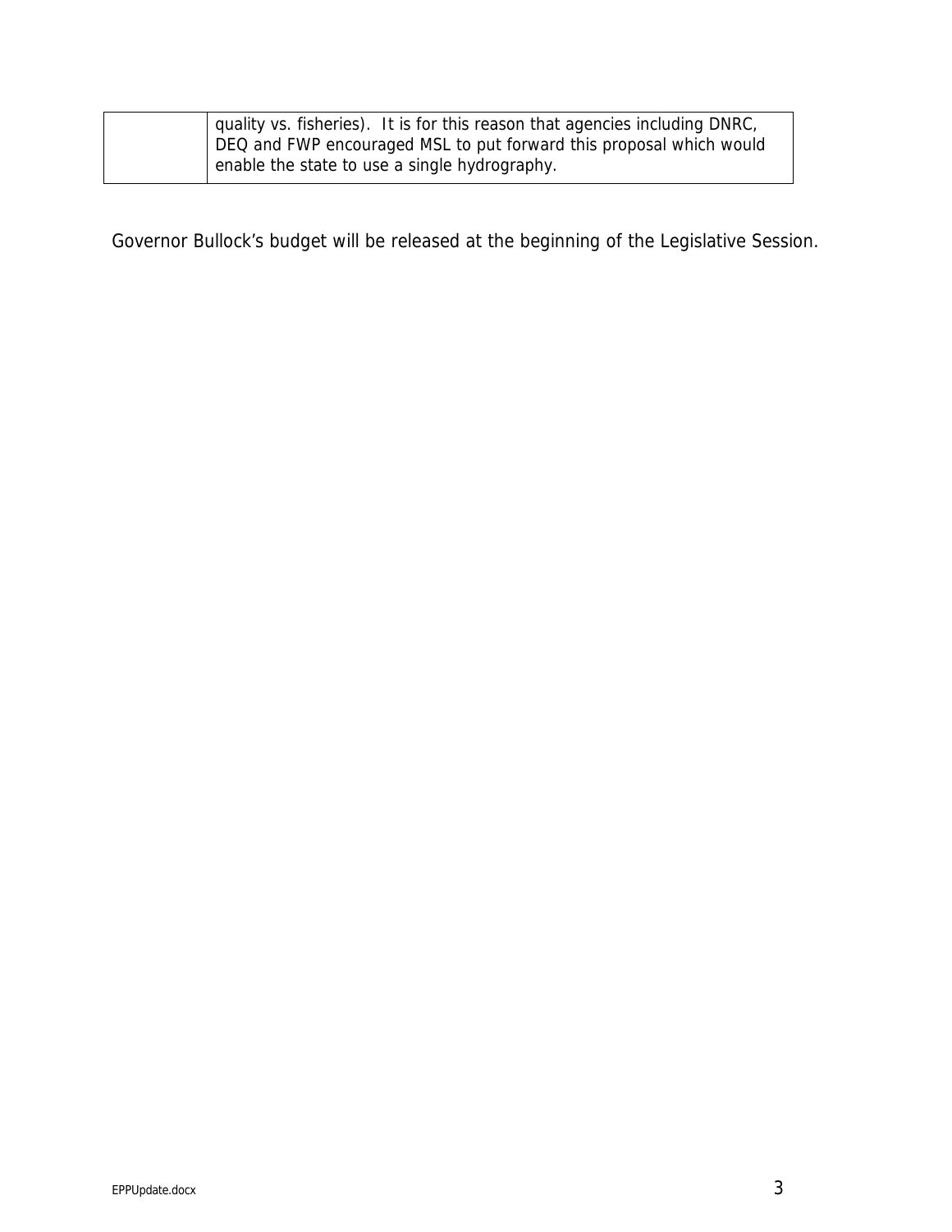| | |
|---|---|
| | quality vs. fisheries). It is for this reason that agencies including DNRC, DEQ and FWP encouraged MSL to put forward this proposal which would enable the state to use a single hydrography. |

Governor Bullock's budget will be released at the beginning of the Legislative Session.